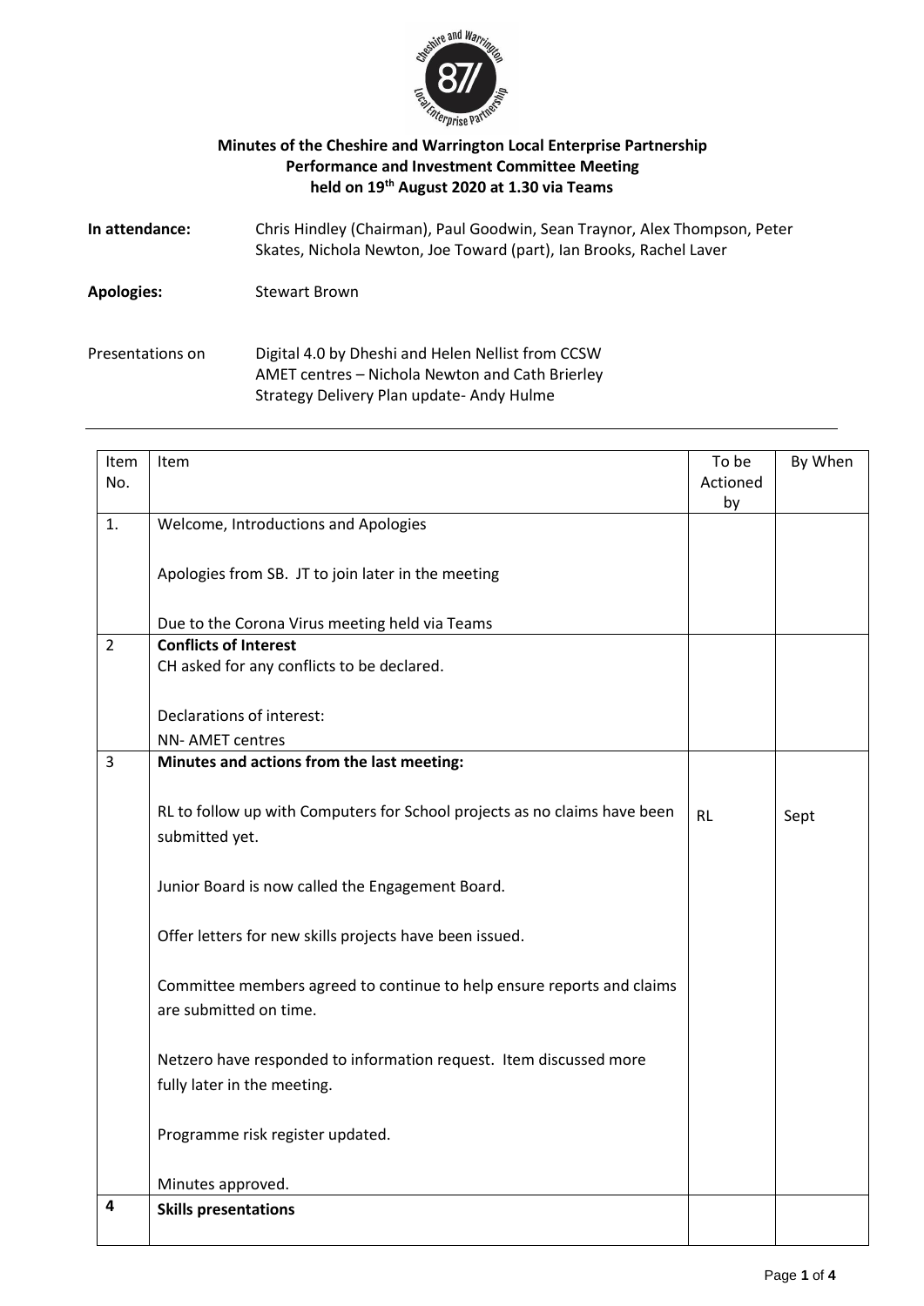**Minutes of the Cheshire and Warrington Local Enterprise Partnership Performance and Investment Committee Meeting held on 19th August 2020 at 1.30 via Teams**

**In attendance:** Chris Hindley (Chairman), Paul Goodwin, Sean Traynor, Alex Thompson, Peter Skates, Nichola Newton, Joe Toward (part), Ian Brooks, Rachel Laver

**Apologies:** Stewart Brown

Presentations on
Digital 4.0 by Dheshi and Helen Nellist from CCSW
AMET centres – Nichola Newton and Cath Brierley
Strategy Delivery Plan update- Andy Hulme

---

| Item No. | Item | To be Actioned by | By When |
|---|---|---|---|
| 1. | Welcome, Introductions and Apologies<br><br>Apologies from SB. JT to join later in the meeting<br><br>Due to the Corona Virus meeting held via Teams | | |
| 2 | **Conflicts of Interest**<br>CH asked for any conflicts to be declared.<br><br>Declarations of interest:<br>NN- AMET centres | | |
| 3 | **Minutes and actions from the last meeting:** | | |
| | RL to follow up with Computers for School projects as no claims have been submitted yet. | RL | Sept |
| | Junior Board is now called the Engagement Board.<br><br>Offer letters for new skills projects have been issued.<br><br>Committee members agreed to continue to help ensure reports and claims are submitted on time.<br><br>Netzero have responded to information request. Item discussed more fully later in the meeting.<br><br>Programme risk register updated.<br><br>Minutes approved. | | |
| 4 | **Skills presentations** | | |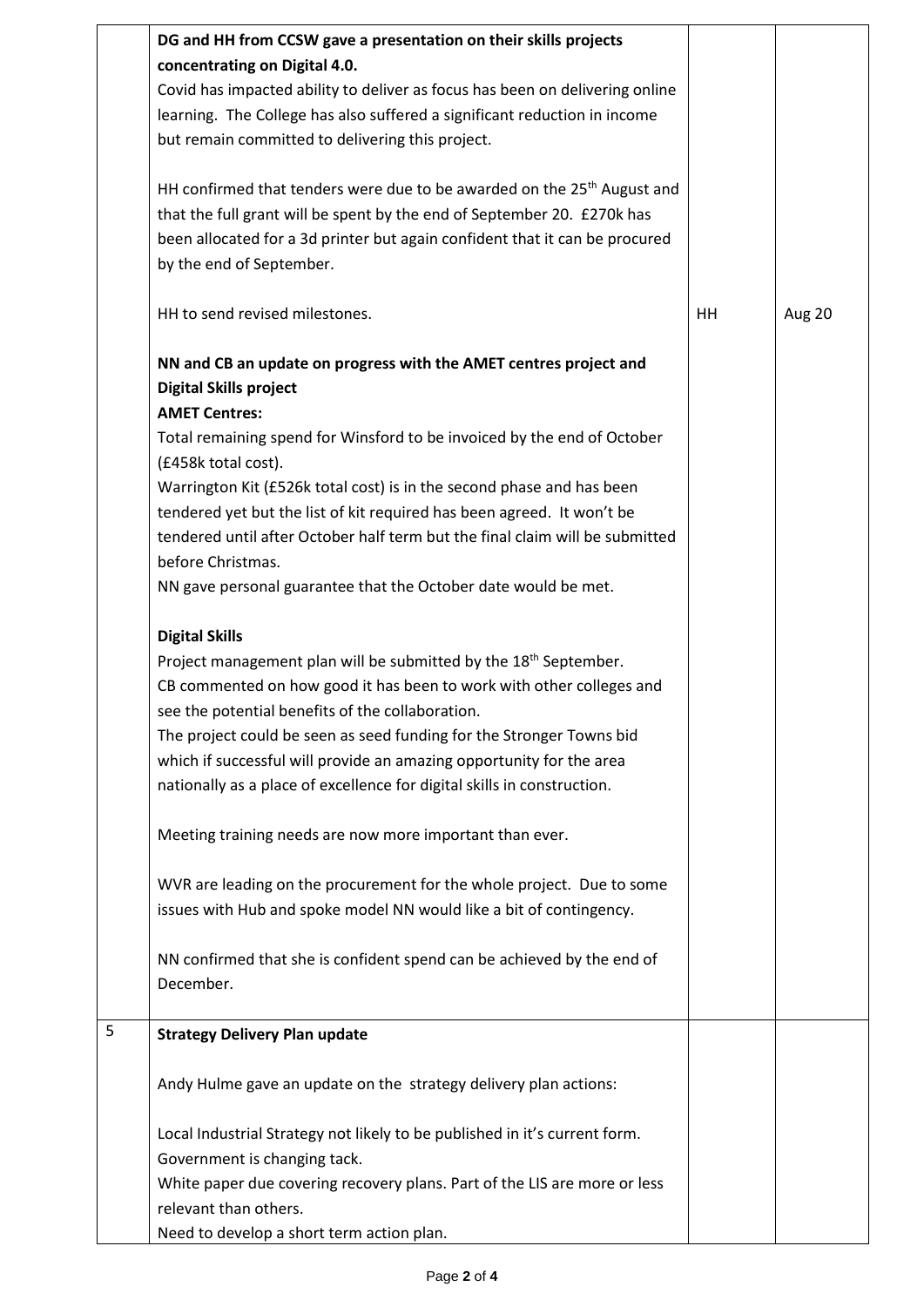| | | | |
|---|---|---|---|
| | **DG and HH from CCSW gave a presentation on their skills projects concentrating on Digital 4.0.**<br>Covid has impacted ability to deliver as focus has been on delivering online learning. The College has also suffered a significant reduction in income but remain committed to delivering this project.<br><br>HH confirmed that tenders were due to be awarded on the 25th August and that the full grant will be spent by the end of September 20. £270k has been allocated for a 3d printer but again confident that it can be procured by the end of September.<br><br>HH to send revised milestones.<br><br>**NN and CB an update on progress with the AMET centres project and Digital Skills project**<br>**AMET Centres:**<br>Total remaining spend for Winsford to be invoiced by the end of October (£458k total cost).<br>Warrington Kit (£526k total cost) is in the second phase and has been tendered yet but the list of kit required has been agreed. It won't be tendered until after October half term but the final claim will be submitted before Christmas.<br>NN gave personal guarantee that the October date would be met.<br><br>**Digital Skills**<br>Project management plan will be submitted by the 18th September.<br>CB commented on how good it has been to work with other colleges and see the potential benefits of the collaboration.<br>The project could be seen as seed funding for the Stronger Towns bid which if successful will provide an amazing opportunity for the area nationally as a place of excellence for digital skills in construction.<br><br>Meeting training needs are now more important than ever.<br><br>WVR are leading on the procurement for the whole project. Due to some issues with Hub and spoke model NN would like a bit of contingency.<br><br>NN confirmed that she is confident spend can be achieved by the end of December. | HH | Aug 20 |
| 5 | **Strategy Delivery Plan update**<br><br>Andy Hulme gave an update on the strategy delivery plan actions:<br><br>Local Industrial Strategy not likely to be published in it's current form. Government is changing tack.<br>White paper due covering recovery plans. Part of the LIS are more or less relevant than others.<br>Need to develop a short term action plan. | | |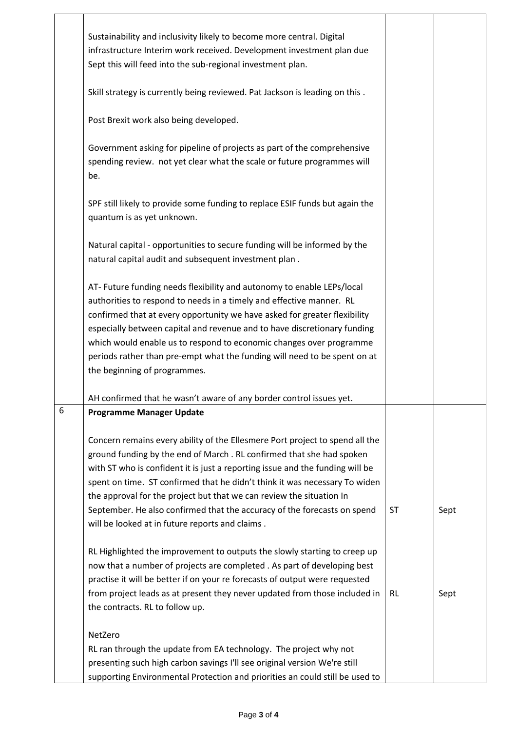| | | | |
|---|---|---|---|
| | Sustainability and inclusivity likely to become more central. Digital infrastructure Interim work received. Development investment plan due Sept this will feed into the sub-regional investment plan.<br><br>Skill strategy is currently being reviewed. Pat Jackson is leading on this .<br><br>Post Brexit work also being developed.<br><br>Government asking for pipeline of projects as part of the comprehensive spending review. not yet clear what the scale or future programmes will be.<br><br>SPF still likely to provide some funding to replace ESIF funds but again the quantum is as yet unknown.<br><br>Natural capital - opportunities to secure funding will be informed by the natural capital audit and subsequent investment plan .<br><br>AT- Future funding needs flexibility and autonomy to enable LEPs/local authorities to respond to needs in a timely and effective manner. RL confirmed that at every opportunity we have asked for greater flexibility especially between capital and revenue and to have discretionary funding which would enable us to respond to economic changes over programme periods rather than pre-empt what the funding will need to be spent on at the beginning of programmes.<br><br>AH confirmed that he wasn't aware of any border control issues yet. | | |
| 6 | **Programme Manager Update**<br><br>Concern remains every ability of the Ellesmere Port project to spend all the ground funding by the end of March . RL confirmed that she had spoken with ST who is confident it is just a reporting issue and the funding will be spent on time. ST confirmed that he didn't think it was necessary To widen the approval for the project but that we can review the situation In September. He also confirmed that the accuracy of the forecasts on spend will be looked at in future reports and claims . | ST | Sept |
| | RL Highlighted the improvement to outputs the slowly starting to creep up now that a number of projects are completed . As part of developing best practise it will be better if on your re forecasts of output were requested from project leads as at present they never updated from those included in the contracts. RL to follow up. | RL | Sept |
| | NetZero<br>RL ran through the update from EA technology. The project why not presenting such high carbon savings I'll see original version We're still supporting Environmental Protection and priorities an could still be used to | | |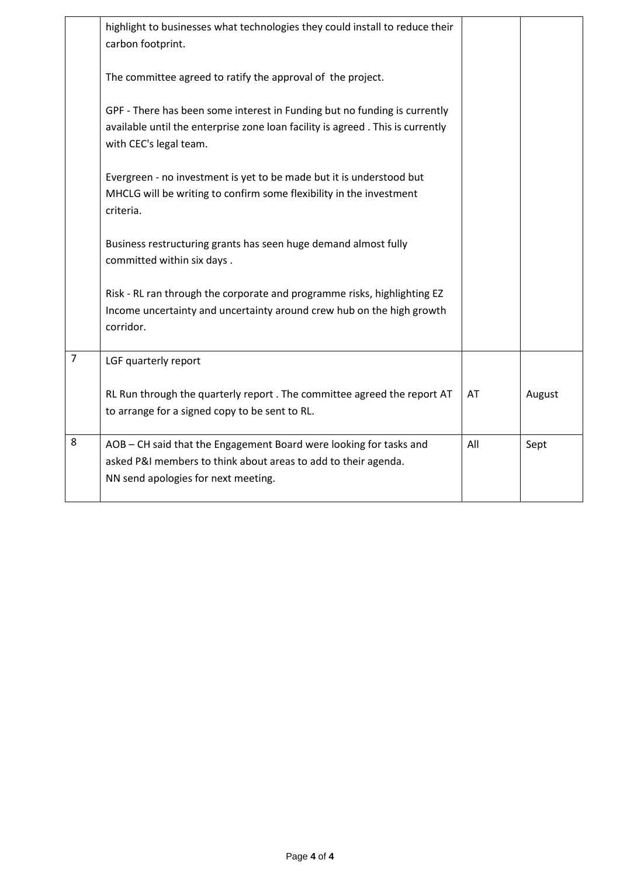| | | | |
|---|---|---|---|
| | highlight to businesses what technologies they could install to reduce their carbon footprint.<br><br>The committee agreed to ratify the approval of the project.<br><br>GPF - There has been some interest in Funding but no funding is currently available until the enterprise zone loan facility is agreed . This is currently with CEC's legal team.<br><br>Evergreen - no investment is yet to be made but it is understood but MHCLG will be writing to confirm some flexibility in the investment criteria.<br><br>Business restructuring grants has seen huge demand almost fully committed within six days .<br><br>Risk - RL ran through the corporate and programme risks, highlighting EZ Income uncertainty and uncertainty around crew hub on the high growth corridor. | | |
| 7 | LGF quarterly report<br><br>RL Run through the quarterly report . The committee agreed the report AT to arrange for a signed copy to be sent to RL. | AT | August |
| 8 | AOB – CH said that the Engagement Board were looking for tasks and asked P&I members to think about areas to add to their agenda.<br>NN send apologies for next meeting. | All | Sept |